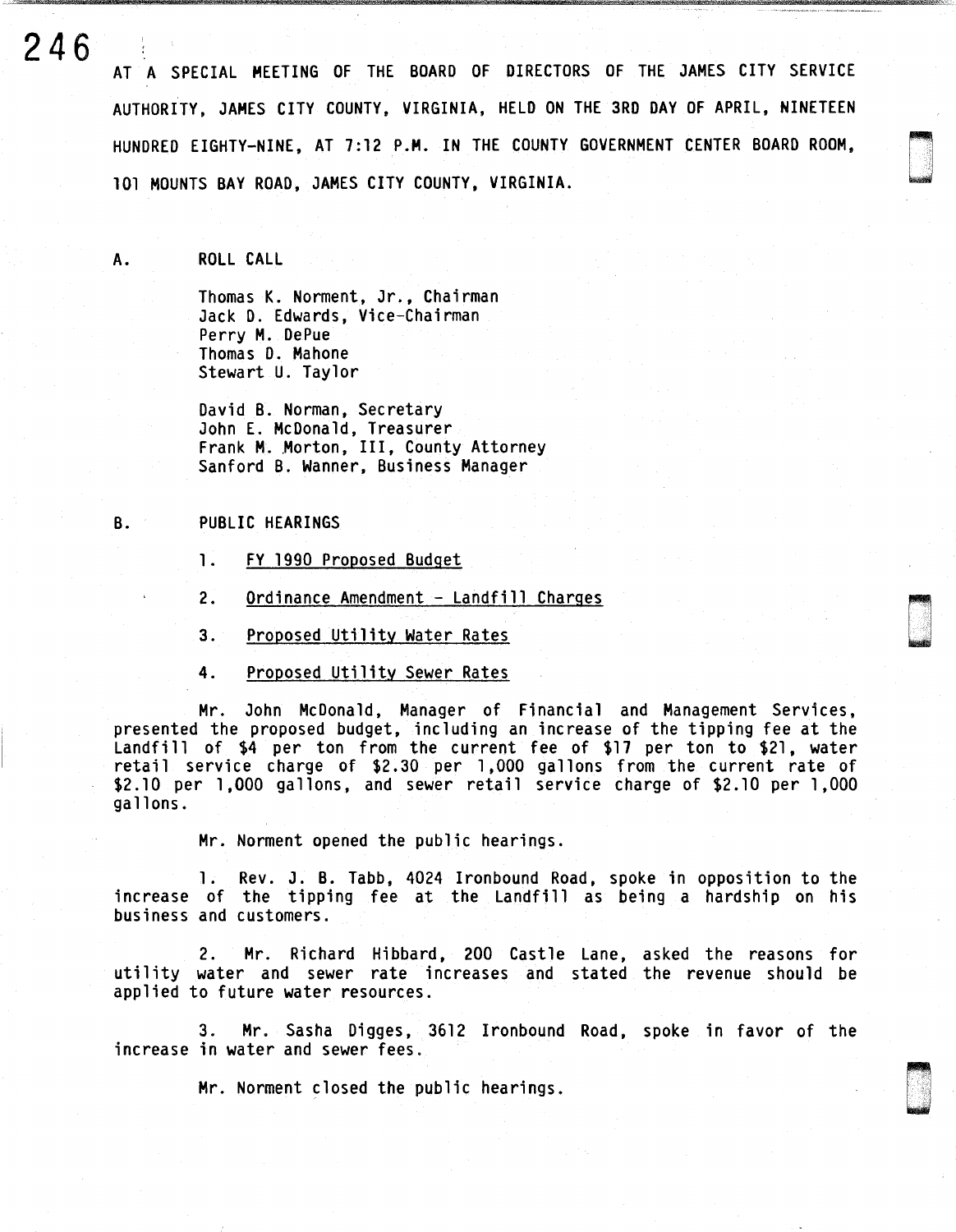AT A SPECIAL MEETING OF THE BOARD OF DIRECTORS OF THE JAMES CITY SERVICE AUTHORITY, JAMES CITY COUNTY, VIRGINIA, HELD ON THE 3RD DAY OF APRIL, NINETEEN HUNDRED EIGHTY-NINE, AT 7:12 P.M. IN THE COUNTY GOVERNMENT CENTER BOARD ROOM, 101 MOUNTS BAY ROAD, JAMES CITY COUNTY, VIRGINIA.

A. ROLL CALL

Thomas K. Norment, Jr., Chairman
Jack D. Edwards, Vice-Chairman
Perry M. DePue
Thomas D. Mahone
Stewart U. Taylor

David B. Norman, Secretary
John E. McDonald, Treasurer
Frank M. Morton, III, County Attorney
Sanford B. Wanner, Business Manager

B. PUBLIC HEARINGS

1. FY 1990 Proposed Budget

2. Ordinance Amendment - Landfill Charges

3. Proposed Utility Water Rates

4. Proposed Utility Sewer Rates

Mr. John McDonald, Manager of Financial and Management Services, presented the proposed budget, including an increase of the tipping fee at the Landfill of $4 per ton from the current fee of $17 per ton to $21, water retail service charge of $2.30 per 1,000 gallons from the current rate of $2.10 per 1,000 gallons, and sewer retail service charge of $2.10 per 1,000 gallons.

Mr. Norment opened the public hearings.

1. Rev. J. B. Tabb, 4024 Ironbound Road, spoke in opposition to the increase of the tipping fee at the Landfill as being a hardship on his business and customers.

2. Mr. Richard Hibbard, 200 Castle Lane, asked the reasons for utility water and sewer rate increases and stated the revenue should be applied to future water resources.

3. Mr. Sasha Digges, 3612 Ironbound Road, spoke in favor of the increase in water and sewer fees.

Mr. Norment closed the public hearings.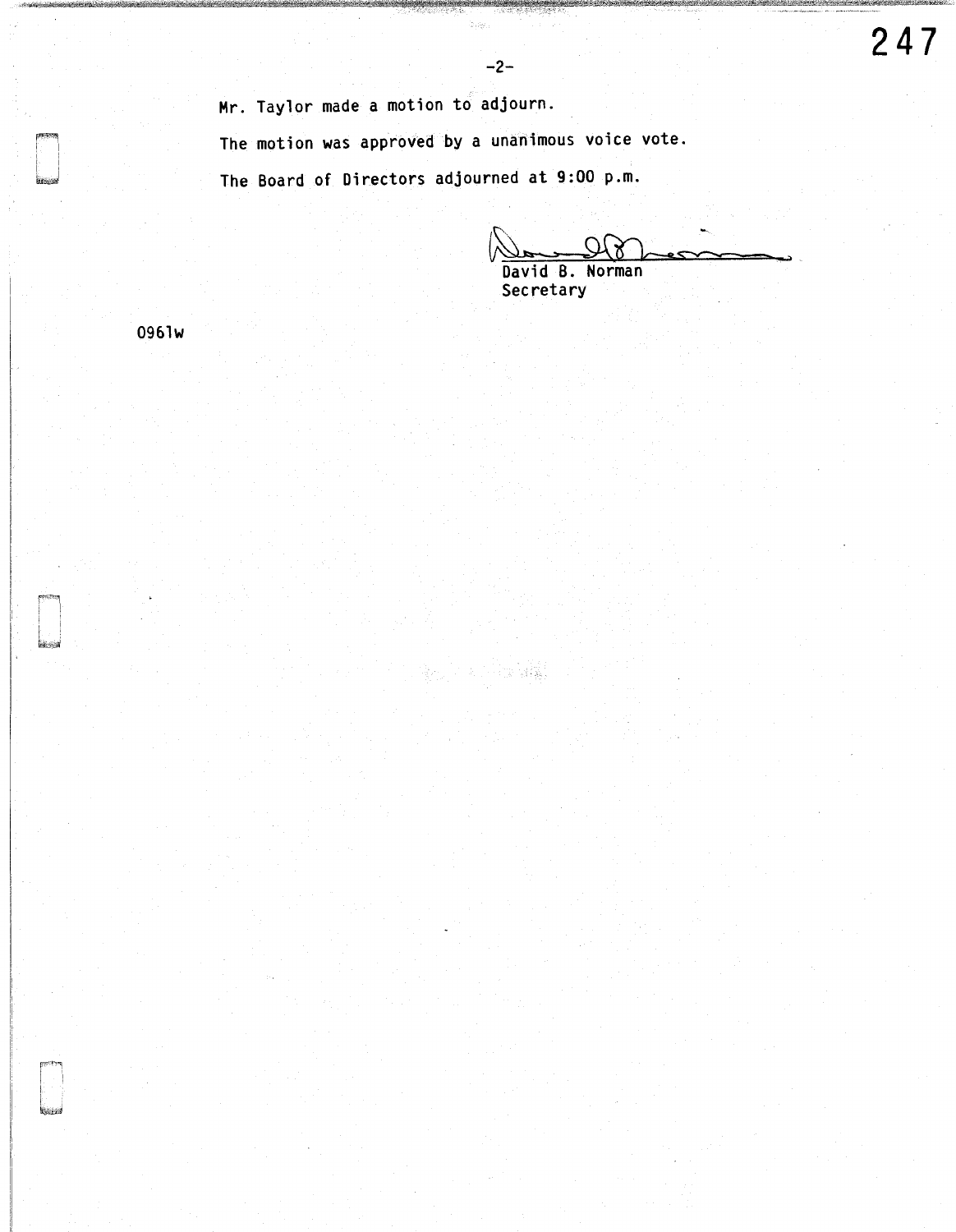Mr. Taylor made a motion to adjourn.

The motion was approved by a unanimous voice vote.

The Board of Directors adjourned at 9:00 p.m.

David B. Norman
Secretary

0961w